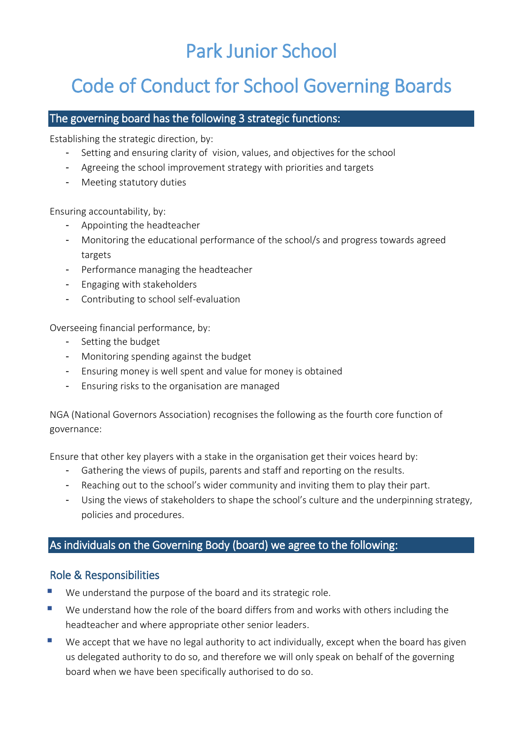# Park Junior School

# Code of Conduct for School Governing Boards

## The governing board has the following 3 strategic functions:

Establishing the strategic direction, by:

- Setting and ensuring clarity of vision, values, and objectives for the school
- Agreeing the school improvement strategy with priorities and targets
- Meeting statutory duties

Ensuring accountability, by:

- Appointing the headteacher
- Monitoring the educational performance of the school/s and progress towards agreed targets
- Performance managing the headteacher
- Engaging with stakeholders
- Contributing to school self-evaluation

Overseeing financial performance, by:

- Setting the budget
- Monitoring spending against the budget
- Ensuring money is well spent and value for money is obtained
- Ensuring risks to the organisation are managed

NGA (National Governors Association) recognises the following as the fourth core function of governance:

Ensure that other key players with a stake in the organisation get their voices heard by:

- Gathering the views of pupils, parents and staff and reporting on the results.
- Reaching out to the school's wider community and inviting them to play their part.
- Using the views of stakeholders to shape the school's culture and the underpinning strategy, policies and procedures.

## As individuals on the Governing Body (board) we agree to the following:

### Role & Responsibilities

- We understand the purpose of the board and its strategic role.
- We understand how the role of the board differs from and works with others including the headteacher and where appropriate other senior leaders.
- We accept that we have no legal authority to act individually, except when the board has given us delegated authority to do so, and therefore we will only speak on behalf of the governing board when we have been specifically authorised to do so.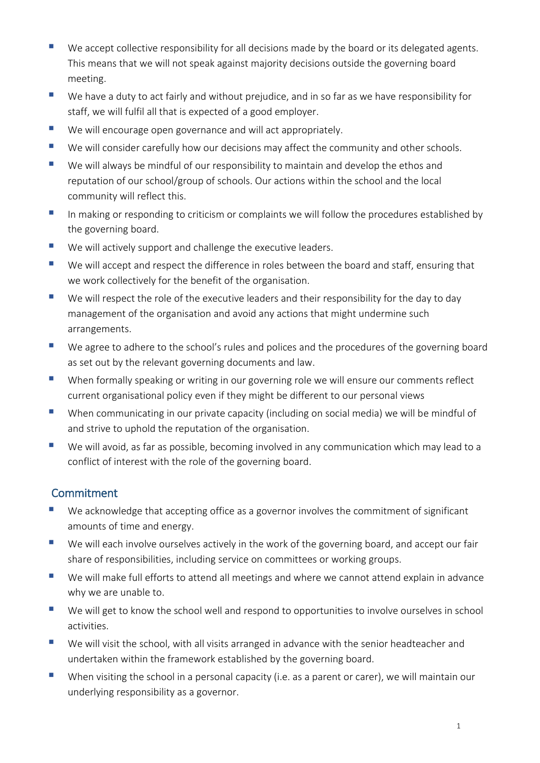- We accept collective responsibility for all decisions made by the board or its delegated agents. This means that we will not speak against majority decisions outside the governing board meeting.
- We have a duty to act fairly and without prejudice, and in so far as we have responsibility for staff, we will fulfil all that is expected of a good employer.
- We will encourage open governance and will act appropriately.
- We will consider carefully how our decisions may affect the community and other schools.
- We will always be mindful of our responsibility to maintain and develop the ethos and reputation of our school/group of schools. Our actions within the school and the local community will reflect this.
- In making or responding to criticism or complaints we will follow the procedures established by the governing board.
- We will actively support and challenge the executive leaders.
- We will accept and respect the difference in roles between the board and staff, ensuring that we work collectively for the benefit of the organisation.
- We will respect the role of the executive leaders and their responsibility for the day to day management of the organisation and avoid any actions that might undermine such arrangements.
- We agree to adhere to the school's rules and polices and the procedures of the governing board as set out by the relevant governing documents and law.
- When formally speaking or writing in our governing role we will ensure our comments reflect current organisational policy even if they might be different to our personal views
- When communicating in our private capacity (including on social media) we will be mindful of and strive to uphold the reputation of the organisation.
- We will avoid, as far as possible, becoming involved in any communication which may lead to a conflict of interest with the role of the governing board.

## Commitment

- We acknowledge that accepting office as a governor involves the commitment of significant amounts of time and energy.
- We will each involve ourselves actively in the work of the governing board, and accept our fair share of responsibilities, including service on committees or working groups.
- We will make full efforts to attend all meetings and where we cannot attend explain in advance why we are unable to.
- We will get to know the school well and respond to opportunities to involve ourselves in school activities.
- We will visit the school, with all visits arranged in advance with the senior headteacher and undertaken within the framework established by the governing board.
- When visiting the school in a personal capacity (i.e. as a parent or carer), we will maintain our underlying responsibility as a governor.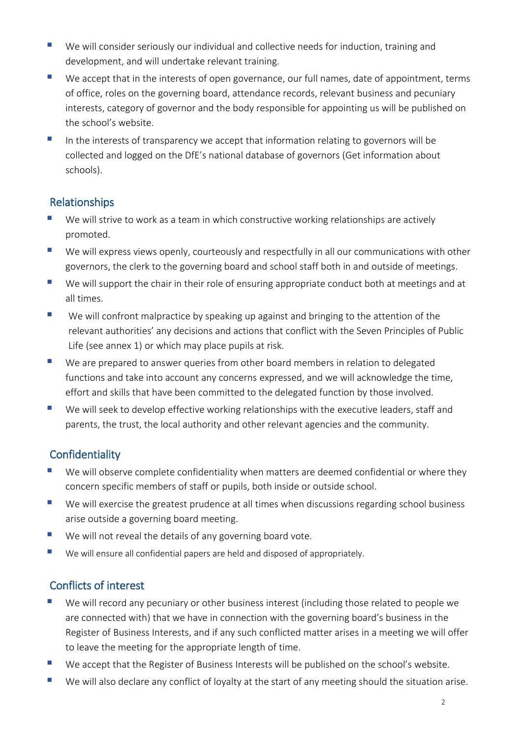- We will consider seriously our individual and collective needs for induction, training and development, and will undertake relevant training.
- We accept that in the interests of open governance, our full names, date of appointment, terms of office, roles on the governing board, attendance records, relevant business and pecuniary interests, category of governor and the body responsible for appointing us will be published on the school's website.
- In the interests of transparency we accept that information relating to governors will be collected and logged on the DfE's national database of governors (Get information about schools).

## Relationships

- We will strive to work as a team in which constructive working relationships are actively promoted.
- We will express views openly, courteously and respectfully in all our communications with other governors, the clerk to the governing board and school staff both in and outside of meetings.
- We will support the chair in their role of ensuring appropriate conduct both at meetings and at all times.
- We will confront malpractice by speaking up against and bringing to the attention of the relevant authorities' any decisions and actions that conflict with the Seven Principles of Public Life (see annex 1) or which may place pupils at risk.
- We are prepared to answer queries from other board members in relation to delegated functions and take into account any concerns expressed, and we will acknowledge the time, effort and skills that have been committed to the delegated function by those involved.
- We will seek to develop effective working relationships with the executive leaders, staff and parents, the trust, the local authority and other relevant agencies and the community.

## Confidentiality

- We will observe complete confidentiality when matters are deemed confidential or where they concern specific members of staff or pupils, both inside or outside school.
- We will exercise the greatest prudence at all times when discussions regarding school business arise outside a governing board meeting.
- We will not reveal the details of any governing board vote.
- We will ensure all confidential papers are held and disposed of appropriately.

## Conflicts of interest

- We will record any pecuniary or other business interest (including those related to people we are connected with) that we have in connection with the governing board's business in the Register of Business Interests, and if any such conflicted matter arises in a meeting we will offer to leave the meeting for the appropriate length of time.
- We accept that the Register of Business Interests will be published on the school's website.
- We will also declare any conflict of loyalty at the start of any meeting should the situation arise.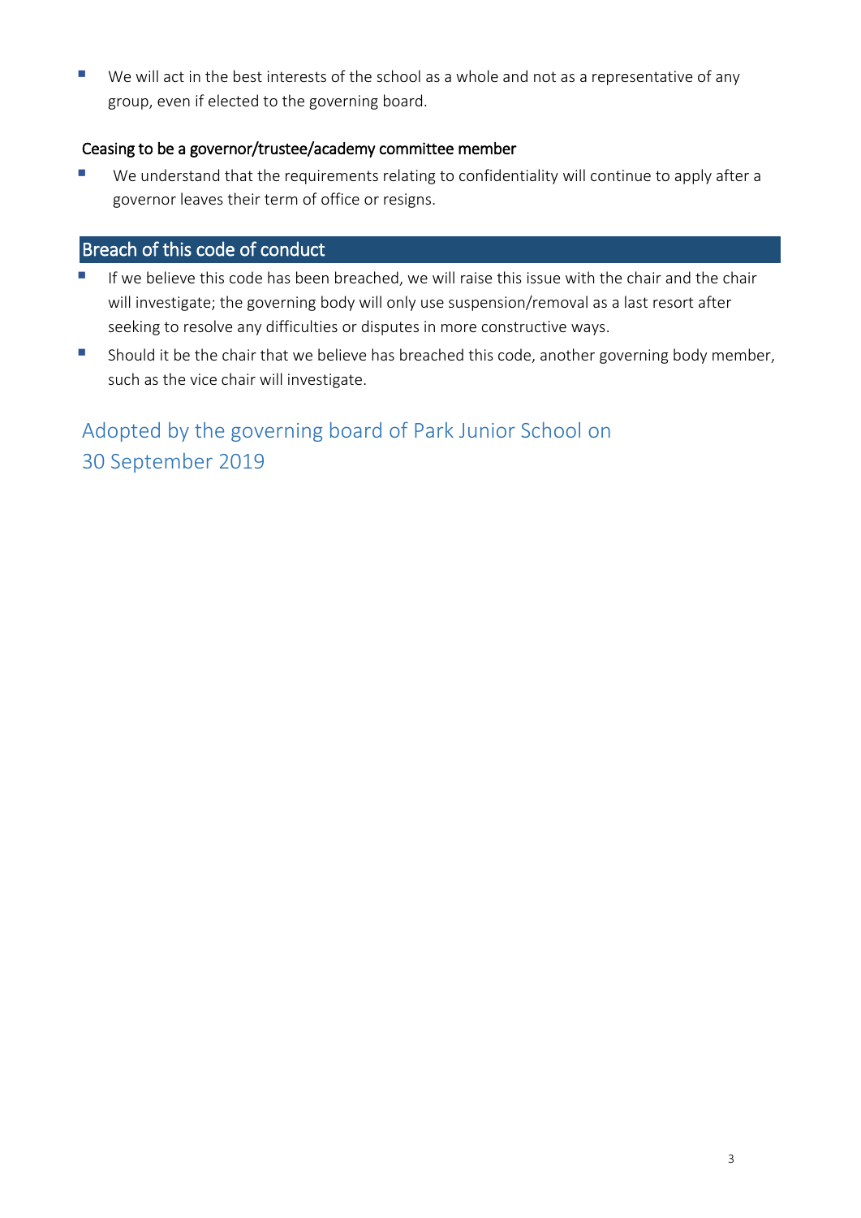- We will act in the best interests of the school as a whole and not as a representative of any group, even if elected to the governing board.

### Ceasing to be a governor/trustee/academy committee member

- We understand that the requirements relating to confidentiality will continue to apply after a governor leaves their term of office or resigns.

## Breach of this code of conduct

- If we believe this code has been breached, we will raise this issue with the chair and the chair will investigate; the governing body will only use suspension/removal as a last resort after seeking to resolve any difficulties or disputes in more constructive ways.
- Should it be the chair that we believe has breached this code, another governing body member, such as the vice chair will investigate.

## Adopted by the governing board of Park Junior School on 30 September 2019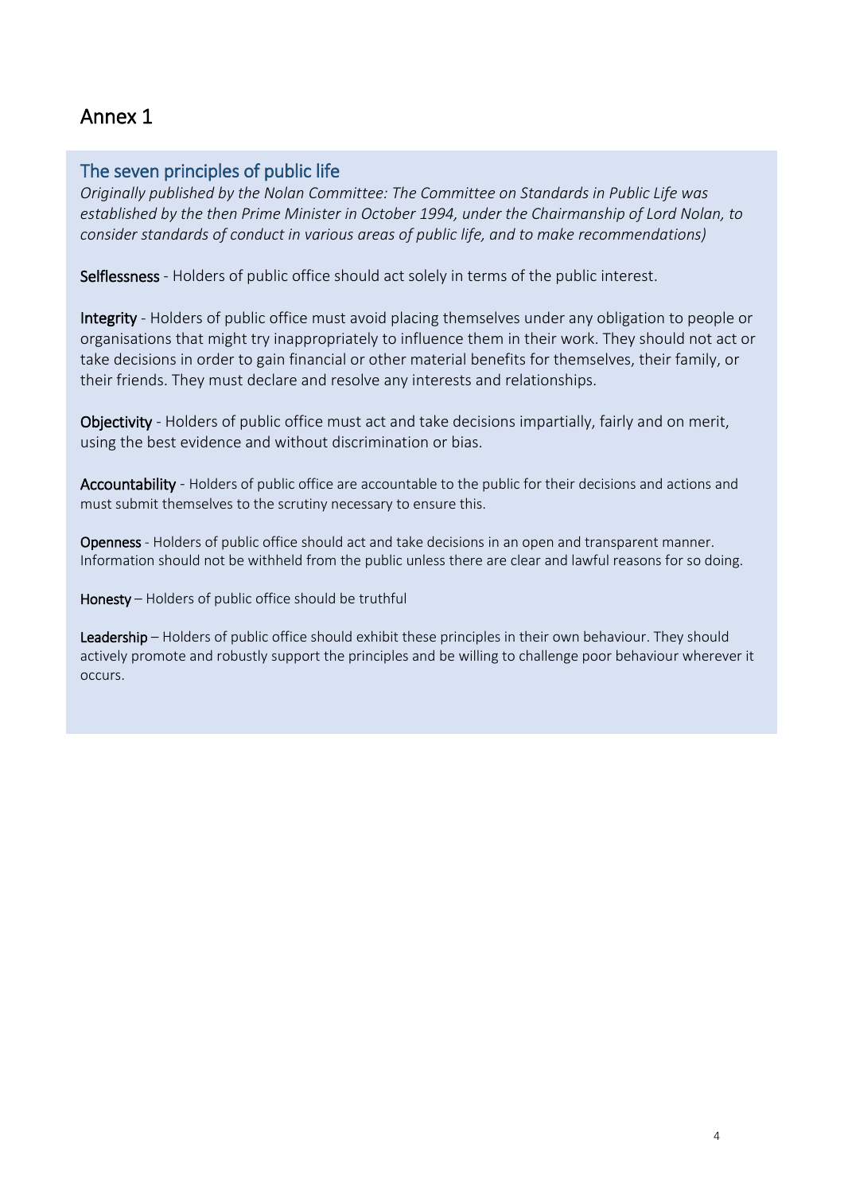# Annex 1

## The seven principles of public life

*Originally published by the Nolan Committee: The Committee on Standards in Public Life was established by the then Prime Minister in October 1994, under the Chairmanship of Lord Nolan, to consider standards of conduct in various areas of public life, and to make recommendations)*

**Selflessness** - Holders of public office should act solely in terms of the public interest.

**Integrity** - Holders of public office must avoid placing themselves under any obligation to people or organisations that might try inappropriately to influence them in their work. They should not act or take decisions in order to gain financial or other material benefits for themselves, their family, or their friends. They must declare and resolve any interests and relationships.

**Objectivity** - Holders of public office must act and take decisions impartially, fairly and on merit, using the best evidence and without discrimination or bias.

**Accountability** - Holders of public office are accountable to the public for their decisions and actions and must submit themselves to the scrutiny necessary to ensure this.

**Openness** - Holders of public office should act and take decisions in an open and transparent manner. Information should not be withheld from the public unless there are clear and lawful reasons for so doing.

**Honesty** – Holders of public office should be truthful

**Leadership** – Holders of public office should exhibit these principles in their own behaviour. They should actively promote and robustly support the principles and be willing to challenge poor behaviour wherever it occurs.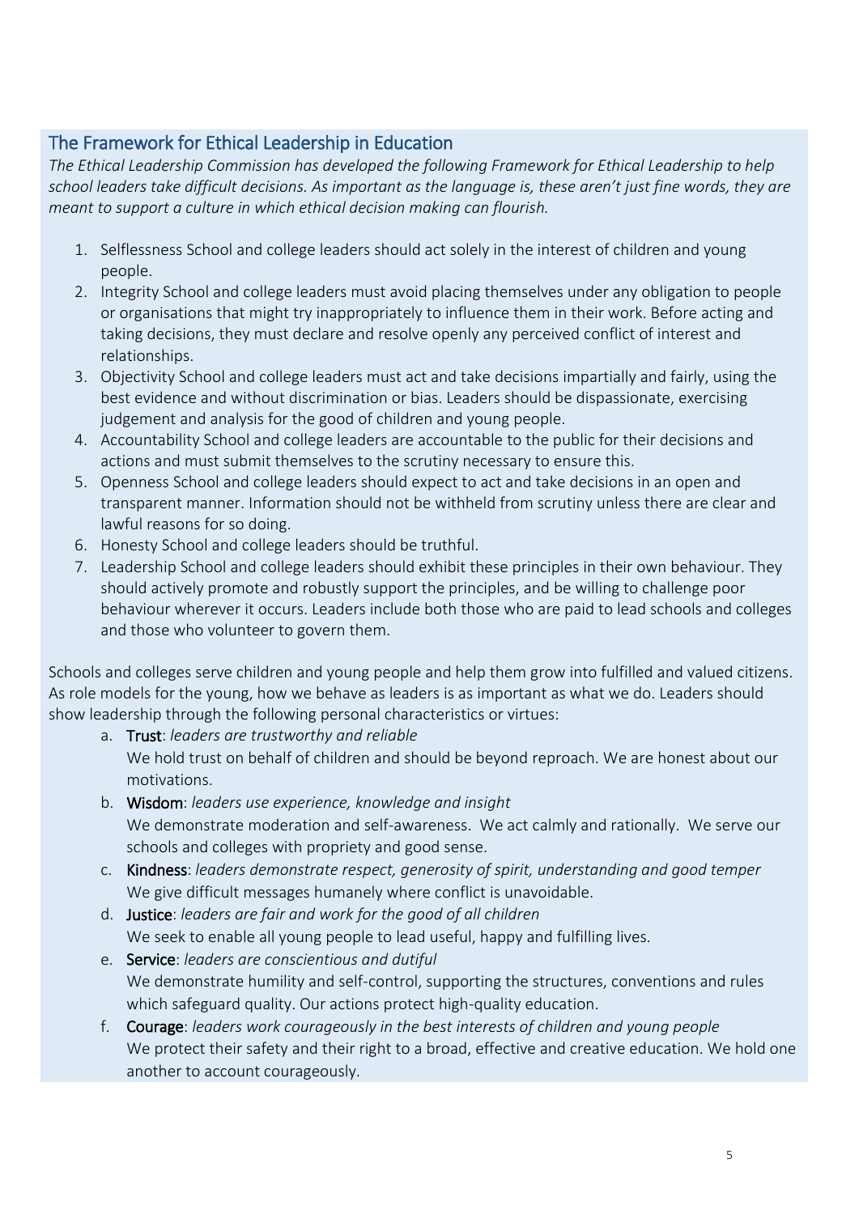## The Framework for Ethical Leadership in Education

*The Ethical Leadership Commission has developed the following Framework for Ethical Leadership to help school leaders take difficult decisions. As important as the language is, these aren't just fine words, they are meant to support a culture in which ethical decision making can flourish.*

1. Selflessness School and college leaders should act solely in the interest of children and young people.
2. Integrity School and college leaders must avoid placing themselves under any obligation to people or organisations that might try inappropriately to influence them in their work. Before acting and taking decisions, they must declare and resolve openly any perceived conflict of interest and relationships.
3. Objectivity School and college leaders must act and take decisions impartially and fairly, using the best evidence and without discrimination or bias. Leaders should be dispassionate, exercising judgement and analysis for the good of children and young people.
4. Accountability School and college leaders are accountable to the public for their decisions and actions and must submit themselves to the scrutiny necessary to ensure this.
5. Openness School and college leaders should expect to act and take decisions in an open and transparent manner. Information should not be withheld from scrutiny unless there are clear and lawful reasons for so doing.
6. Honesty School and college leaders should be truthful.
7. Leadership School and college leaders should exhibit these principles in their own behaviour. They should actively promote and robustly support the principles, and be willing to challenge poor behaviour wherever it occurs. Leaders include both those who are paid to lead schools and colleges and those who volunteer to govern them.

Schools and colleges serve children and young people and help them grow into fulfilled and valued citizens. As role models for the young, how we behave as leaders is as important as what we do. Leaders should show leadership through the following personal characteristics or virtues:

a. **Trust**: *leaders are trustworthy and reliable*
   We hold trust on behalf of children and should be beyond reproach. We are honest about our motivations.
b. **Wisdom**: *leaders use experience, knowledge and insight*
   We demonstrate moderation and self-awareness. We act calmly and rationally. We serve our schools and colleges with propriety and good sense.
c. **Kindness**: *leaders demonstrate respect, generosity of spirit, understanding and good temper*
   We give difficult messages humanely where conflict is unavoidable.
d. **Justice**: *leaders are fair and work for the good of all children*
   We seek to enable all young people to lead useful, happy and fulfilling lives.
e. **Service**: *leaders are conscientious and dutiful*
   We demonstrate humility and self-control, supporting the structures, conventions and rules which safeguard quality. Our actions protect high-quality education.
f. **Courage**: *leaders work courageously in the best interests of children and young people*
   We protect their safety and their right to a broad, effective and creative education. We hold one another to account courageously.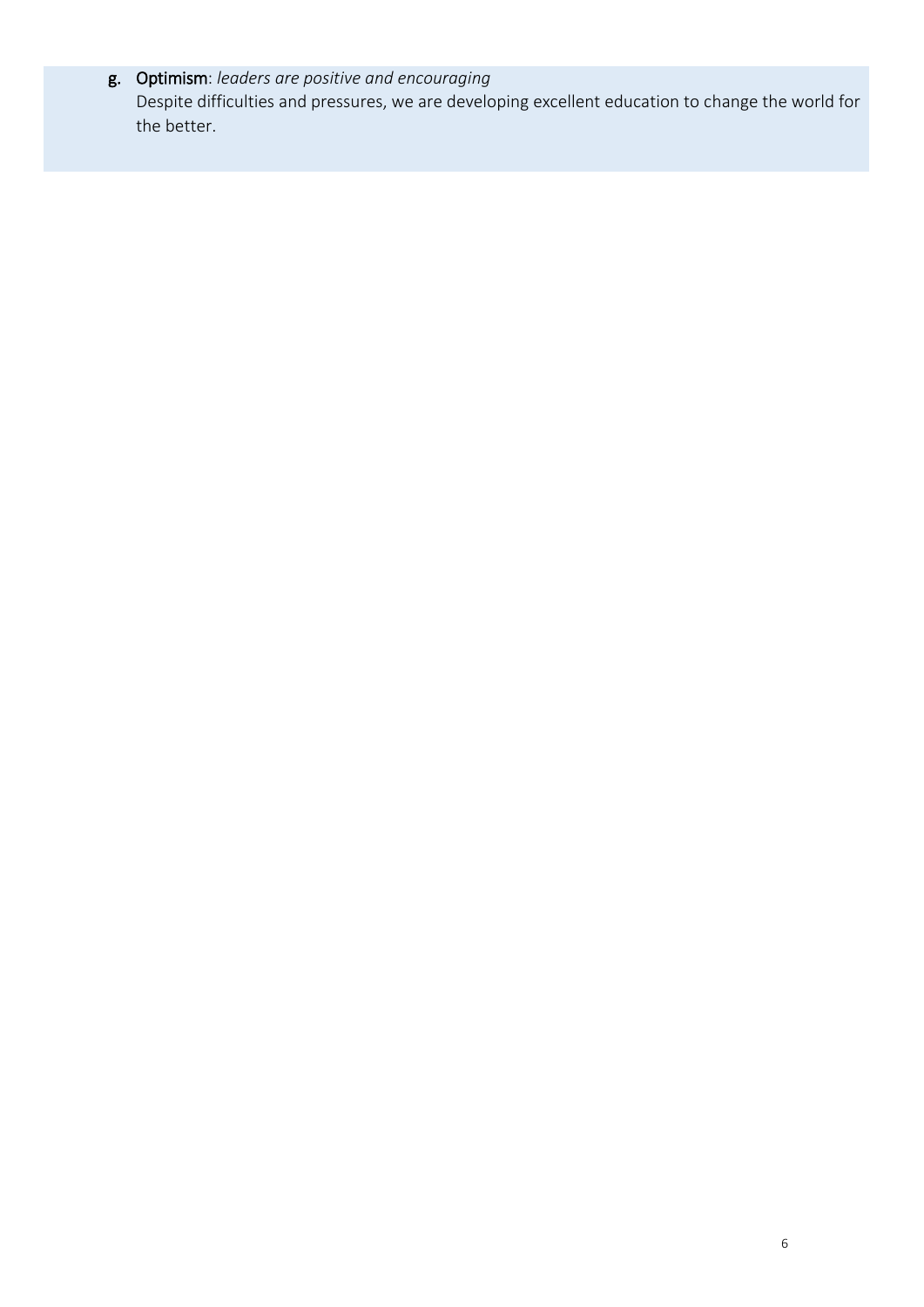g. **Optimism**: *leaders are positive and encouraging*
   Despite difficulties and pressures, we are developing excellent education to change the world for the better.